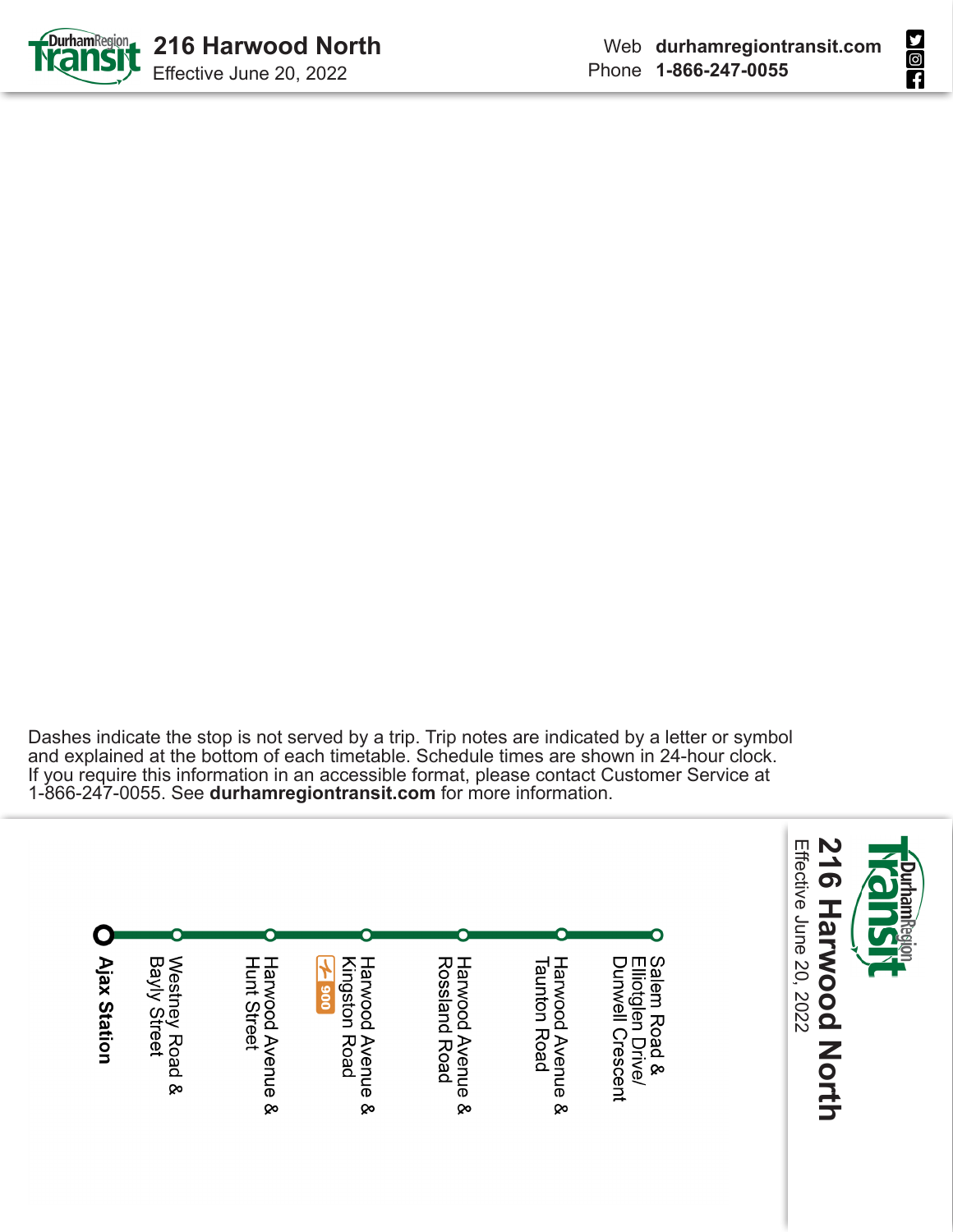# 216 Harwood North

Effective June 20, 2022

Web **durhamregiontransit.com**
Phone **1-866-247-0055**

Dashes indicate the stop is not served by a trip. Trip notes are indicated by a letter or symbol and explained at the bottom of each timetable. Schedule times are shown in 24-hour clock. If you require this information in an accessible format, please contact Customer Service at 1-866-247-0055. See **durhamregiontransit.com** for more information.

## 216 Harwood North

Effective June 20, 2022

- **Ajax Station**
- Westney Road & Bayly Street
- Harwood Avenue & Hunt Street
- Harwood Avenue & Kingston Road (900)
- Harwood Avenue & Rossland Road
- Harwood Avenue & Taunton Road
- Salem Road & Elliotglen Drive/ Dunwell Crescent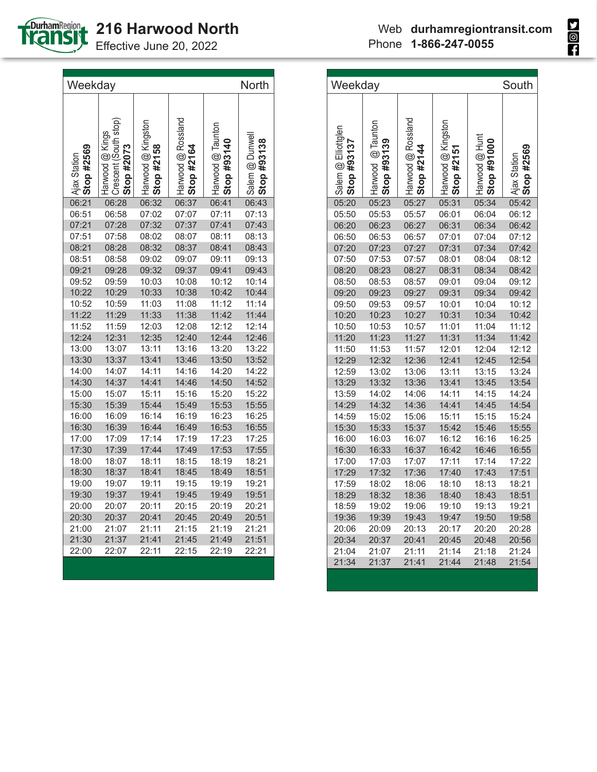# 216 Harwood North

Effective June 20, 2022

Web **durhamregiontransit.com**
Phone **1-866-247-0055**

## Weekday — North

| Ajax Station **Stop #2569** | Harwood @ Kings Crescent (South stop) **Stop #2073** | Harwood @ Kingston **Stop #2158** | Harwood @ Rossland **Stop #2164** | Harwood @ Taunton **Stop #93140** | Salem @ Dunwell **Stop #93138** |
|---|---|---|---|---|---|
| 06:21 | 06:28 | 06:32 | 06:37 | 06:41 | 06:43 |
| 06:51 | 06:58 | 07:02 | 07:07 | 07:11 | 07:13 |
| 07:21 | 07:28 | 07:32 | 07:37 | 07:41 | 07:43 |
| 07:51 | 07:58 | 08:02 | 08:07 | 08:11 | 08:13 |
| 08:21 | 08:28 | 08:32 | 08:37 | 08:41 | 08:43 |
| 08:51 | 08:58 | 09:02 | 09:07 | 09:11 | 09:13 |
| 09:21 | 09:28 | 09:32 | 09:37 | 09:41 | 09:43 |
| 09:52 | 09:59 | 10:03 | 10:08 | 10:12 | 10:14 |
| 10:22 | 10:29 | 10:33 | 10:38 | 10:42 | 10:44 |
| 10:52 | 10:59 | 11:03 | 11:08 | 11:12 | 11:14 |
| 11:22 | 11:29 | 11:33 | 11:38 | 11:42 | 11:44 |
| 11:52 | 11:59 | 12:03 | 12:08 | 12:12 | 12:14 |
| 12:24 | 12:31 | 12:35 | 12:40 | 12:44 | 12:46 |
| 13:00 | 13:07 | 13:11 | 13:16 | 13:20 | 13:22 |
| 13:30 | 13:37 | 13:41 | 13:46 | 13:50 | 13:52 |
| 14:00 | 14:07 | 14:11 | 14:16 | 14:20 | 14:22 |
| 14:30 | 14:37 | 14:41 | 14:46 | 14:50 | 14:52 |
| 15:00 | 15:07 | 15:11 | 15:16 | 15:20 | 15:22 |
| 15:30 | 15:39 | 15:44 | 15:49 | 15:53 | 15:55 |
| 16:00 | 16:09 | 16:14 | 16:19 | 16:23 | 16:25 |
| 16:30 | 16:39 | 16:44 | 16:49 | 16:53 | 16:55 |
| 17:00 | 17:09 | 17:14 | 17:19 | 17:23 | 17:25 |
| 17:30 | 17:39 | 17:44 | 17:49 | 17:53 | 17:55 |
| 18:00 | 18:07 | 18:11 | 18:15 | 18:19 | 18:21 |
| 18:30 | 18:37 | 18:41 | 18:45 | 18:49 | 18:51 |
| 19:00 | 19:07 | 19:11 | 19:15 | 19:19 | 19:21 |
| 19:30 | 19:37 | 19:41 | 19:45 | 19:49 | 19:51 |
| 20:00 | 20:07 | 20:11 | 20:15 | 20:19 | 20:21 |
| 20:30 | 20:37 | 20:41 | 20:45 | 20:49 | 20:51 |
| 21:00 | 21:07 | 21:11 | 21:15 | 21:19 | 21:21 |
| 21:30 | 21:37 | 21:41 | 21:45 | 21:49 | 21:51 |
| 22:00 | 22:07 | 22:11 | 22:15 | 22:19 | 22:21 |

## Weekday — South

| Salem @ Elliottglen **Stop #93137** | Harwood @ Taunton **Stop #93139** | Harwood @ Rossland **Stop #2144** | Harwood @ Kingston **Stop #2151** | Harwood @ Hunt **Stop #91000** | Ajax Station **Stop #2569** |
|---|---|---|---|---|---|
| 05:20 | 05:23 | 05:27 | 05:31 | 05:34 | 05:42 |
| 05:50 | 05:53 | 05:57 | 06:01 | 06:04 | 06:12 |
| 06:20 | 06:23 | 06:27 | 06:31 | 06:34 | 06:42 |
| 06:50 | 06:53 | 06:57 | 07:01 | 07:04 | 07:12 |
| 07:20 | 07:23 | 07:27 | 07:31 | 07:34 | 07:42 |
| 07:50 | 07:53 | 07:57 | 08:01 | 08:04 | 08:12 |
| 08:20 | 08:23 | 08:27 | 08:31 | 08:34 | 08:42 |
| 08:50 | 08:53 | 08:57 | 09:01 | 09:04 | 09:12 |
| 09:20 | 09:23 | 09:27 | 09:31 | 09:34 | 09:42 |
| 09:50 | 09:53 | 09:57 | 10:01 | 10:04 | 10:12 |
| 10:20 | 10:23 | 10:27 | 10:31 | 10:34 | 10:42 |
| 10:50 | 10:53 | 10:57 | 11:01 | 11:04 | 11:12 |
| 11:20 | 11:23 | 11:27 | 11:31 | 11:34 | 11:42 |
| 11:50 | 11:53 | 11:57 | 12:01 | 12:04 | 12:12 |
| 12:29 | 12:32 | 12:36 | 12:41 | 12:45 | 12:54 |
| 12:59 | 13:02 | 13:06 | 13:11 | 13:15 | 13:24 |
| 13:29 | 13:32 | 13:36 | 13:41 | 13:45 | 13:54 |
| 13:59 | 14:02 | 14:06 | 14:11 | 14:15 | 14:24 |
| 14:29 | 14:32 | 14:36 | 14:41 | 14:45 | 14:54 |
| 14:59 | 15:02 | 15:06 | 15:11 | 15:15 | 15:24 |
| 15:30 | 15:33 | 15:37 | 15:42 | 15:46 | 15:55 |
| 16:00 | 16:03 | 16:07 | 16:12 | 16:16 | 16:25 |
| 16:30 | 16:33 | 16:37 | 16:42 | 16:46 | 16:55 |
| 17:00 | 17:03 | 17:07 | 17:11 | 17:14 | 17:22 |
| 17:29 | 17:32 | 17:36 | 17:40 | 17:43 | 17:51 |
| 17:59 | 18:02 | 18:06 | 18:10 | 18:13 | 18:21 |
| 18:29 | 18:32 | 18:36 | 18:40 | 18:43 | 18:51 |
| 18:59 | 19:02 | 19:06 | 19:10 | 19:13 | 19:21 |
| 19:36 | 19:39 | 19:43 | 19:47 | 19:50 | 19:58 |
| 20:06 | 20:09 | 20:13 | 20:17 | 20:20 | 20:28 |
| 20:34 | 20:37 | 20:41 | 20:45 | 20:48 | 20:56 |
| 21:04 | 21:07 | 21:11 | 21:14 | 21:18 | 21:24 |
| 21:34 | 21:37 | 21:41 | 21:44 | 21:48 | 21:54 |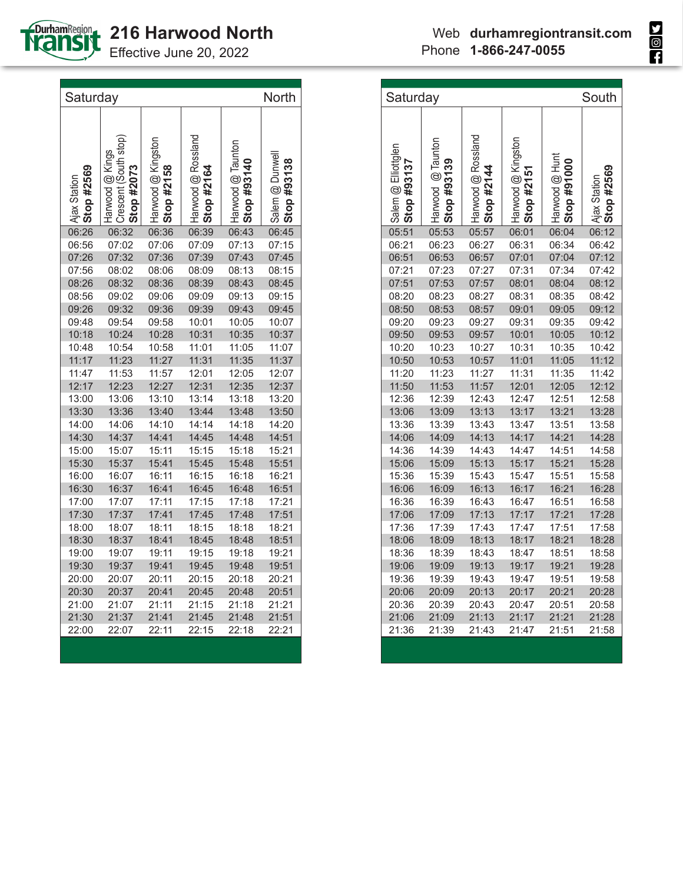# 216 Harwood North

Effective June 20, 2022

Web **durhamregiontransit.com**
Phone **1-866-247-0055**

## Saturday — North

| Ajax Station **Stop #2569** | Harwood @ Kings Crescent (South stop) **Stop #2073** | Harwood @ Kingston **Stop #2158** | Harwood @ Rossland **Stop #2164** | Harwood @ Taunton **Stop #93140** | Salem @ Dunwell **Stop #93138** |
|---|---|---|---|---|---|
| 06:26 | 06:32 | 06:36 | 06:39 | 06:43 | 06:45 |
| 06:56 | 07:02 | 07:06 | 07:09 | 07:13 | 07:15 |
| 07:26 | 07:32 | 07:36 | 07:39 | 07:43 | 07:45 |
| 07:56 | 08:02 | 08:06 | 08:09 | 08:13 | 08:15 |
| 08:26 | 08:32 | 08:36 | 08:39 | 08:43 | 08:45 |
| 08:56 | 09:02 | 09:06 | 09:09 | 09:13 | 09:15 |
| 09:26 | 09:32 | 09:36 | 09:39 | 09:43 | 09:45 |
| 09:48 | 09:54 | 09:58 | 10:01 | 10:05 | 10:07 |
| 10:18 | 10:24 | 10:28 | 10:31 | 10:35 | 10:37 |
| 10:48 | 10:54 | 10:58 | 11:01 | 11:05 | 11:07 |
| 11:17 | 11:23 | 11:27 | 11:31 | 11:35 | 11:37 |
| 11:47 | 11:53 | 11:57 | 12:01 | 12:05 | 12:07 |
| 12:17 | 12:23 | 12:27 | 12:31 | 12:35 | 12:37 |
| 13:00 | 13:06 | 13:10 | 13:14 | 13:18 | 13:20 |
| 13:30 | 13:36 | 13:40 | 13:44 | 13:48 | 13:50 |
| 14:00 | 14:06 | 14:10 | 14:14 | 14:18 | 14:20 |
| 14:30 | 14:37 | 14:41 | 14:45 | 14:48 | 14:51 |
| 15:00 | 15:07 | 15:11 | 15:15 | 15:18 | 15:21 |
| 15:30 | 15:37 | 15:41 | 15:45 | 15:48 | 15:51 |
| 16:00 | 16:07 | 16:11 | 16:15 | 16:18 | 16:21 |
| 16:30 | 16:37 | 16:41 | 16:45 | 16:48 | 16:51 |
| 17:00 | 17:07 | 17:11 | 17:15 | 17:18 | 17:21 |
| 17:30 | 17:37 | 17:41 | 17:45 | 17:48 | 17:51 |
| 18:00 | 18:07 | 18:11 | 18:15 | 18:18 | 18:21 |
| 18:30 | 18:37 | 18:41 | 18:45 | 18:48 | 18:51 |
| 19:00 | 19:07 | 19:11 | 19:15 | 19:18 | 19:21 |
| 19:30 | 19:37 | 19:41 | 19:45 | 19:48 | 19:51 |
| 20:00 | 20:07 | 20:11 | 20:15 | 20:18 | 20:21 |
| 20:30 | 20:37 | 20:41 | 20:45 | 20:48 | 20:51 |
| 21:00 | 21:07 | 21:11 | 21:15 | 21:18 | 21:21 |
| 21:30 | 21:37 | 21:41 | 21:45 | 21:48 | 21:51 |
| 22:00 | 22:07 | 22:11 | 22:15 | 22:18 | 22:21 |

## Saturday — South

| Salem @ Elliottglen **Stop #93137** | Harwood @ Taunton **Stop #93139** | Harwood @ Rossland **Stop #2144** | Harwood @ Kingston **Stop #2151** | Harwood @ Hunt **Stop #91000** | Ajax Station **Stop #2569** |
|---|---|---|---|---|---|
| 05:51 | 05:53 | 05:57 | 06:01 | 06:04 | 06:12 |
| 06:21 | 06:23 | 06:27 | 06:31 | 06:34 | 06:42 |
| 06:51 | 06:53 | 06:57 | 07:01 | 07:04 | 07:12 |
| 07:21 | 07:23 | 07:27 | 07:31 | 07:34 | 07:42 |
| 07:51 | 07:53 | 07:57 | 08:01 | 08:04 | 08:12 |
| 08:20 | 08:23 | 08:27 | 08:31 | 08:35 | 08:42 |
| 08:50 | 08:53 | 08:57 | 09:01 | 09:05 | 09:12 |
| 09:20 | 09:23 | 09:27 | 09:31 | 09:35 | 09:42 |
| 09:50 | 09:53 | 09:57 | 10:01 | 10:05 | 10:12 |
| 10:20 | 10:23 | 10:27 | 10:31 | 10:35 | 10:42 |
| 10:50 | 10:53 | 10:57 | 11:01 | 11:05 | 11:12 |
| 11:20 | 11:23 | 11:27 | 11:31 | 11:35 | 11:42 |
| 11:50 | 11:53 | 11:57 | 12:01 | 12:05 | 12:12 |
| 12:36 | 12:39 | 12:43 | 12:47 | 12:51 | 12:58 |
| 13:06 | 13:09 | 13:13 | 13:17 | 13:21 | 13:28 |
| 13:36 | 13:39 | 13:43 | 13:47 | 13:51 | 13:58 |
| 14:06 | 14:09 | 14:13 | 14:17 | 14:21 | 14:28 |
| 14:36 | 14:39 | 14:43 | 14:47 | 14:51 | 14:58 |
| 15:06 | 15:09 | 15:13 | 15:17 | 15:21 | 15:28 |
| 15:36 | 15:39 | 15:43 | 15:47 | 15:51 | 15:58 |
| 16:06 | 16:09 | 16:13 | 16:17 | 16:21 | 16:28 |
| 16:36 | 16:39 | 16:43 | 16:47 | 16:51 | 16:58 |
| 17:06 | 17:09 | 17:13 | 17:17 | 17:21 | 17:28 |
| 17:36 | 17:39 | 17:43 | 17:47 | 17:51 | 17:58 |
| 18:06 | 18:09 | 18:13 | 18:17 | 18:21 | 18:28 |
| 18:36 | 18:39 | 18:43 | 18:47 | 18:51 | 18:58 |
| 19:06 | 19:09 | 19:13 | 19:17 | 19:21 | 19:28 |
| 19:36 | 19:39 | 19:43 | 19:47 | 19:51 | 19:58 |
| 20:06 | 20:09 | 20:13 | 20:17 | 20:21 | 20:28 |
| 20:36 | 20:39 | 20:43 | 20:47 | 20:51 | 20:58 |
| 21:06 | 21:09 | 21:13 | 21:17 | 21:21 | 21:28 |
| 21:36 | 21:39 | 21:43 | 21:47 | 21:51 | 21:58 |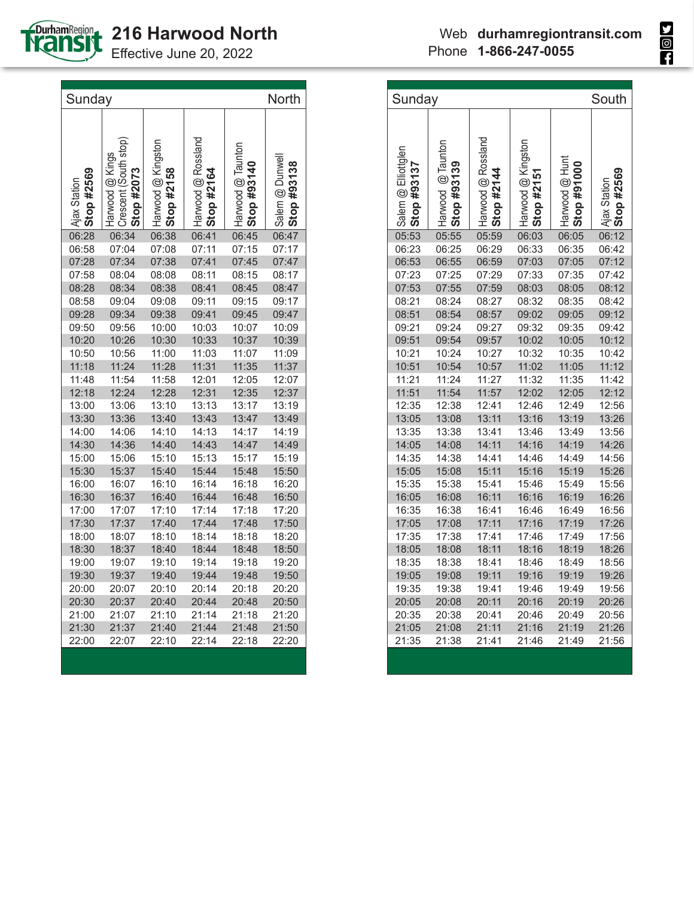# 216 Harwood North

Effective June 20, 2022

Web **durhamregiontransit.com**
Phone **1-866-247-0055**

## Sunday — North

| Ajax Station **Stop #2569** | Harwood @ Kings Crescent (South stop) **Stop #2073** | Harwood @ Kingston **Stop #2158** | Harwood @ Rossland **Stop #2164** | Harwood @ Taunton **Stop #93140** | Salem @ Dunwell **Stop #93138** |
|---|---|---|---|---|---|
| 06:28 | 06:34 | 06:38 | 06:41 | 06:45 | 06:47 |
| 06:58 | 07:04 | 07:08 | 07:11 | 07:15 | 07:17 |
| 07:28 | 07:34 | 07:38 | 07:41 | 07:45 | 07:47 |
| 07:58 | 08:04 | 08:08 | 08:11 | 08:15 | 08:17 |
| 08:28 | 08:34 | 08:38 | 08:41 | 08:45 | 08:47 |
| 08:58 | 09:04 | 09:08 | 09:11 | 09:15 | 09:17 |
| 09:28 | 09:34 | 09:38 | 09:41 | 09:45 | 09:47 |
| 09:50 | 09:56 | 10:00 | 10:03 | 10:07 | 10:09 |
| 10:20 | 10:26 | 10:30 | 10:33 | 10:37 | 10:39 |
| 10:50 | 10:56 | 11:00 | 11:03 | 11:07 | 11:09 |
| 11:18 | 11:24 | 11:28 | 11:31 | 11:35 | 11:37 |
| 11:48 | 11:54 | 11:58 | 12:01 | 12:05 | 12:07 |
| 12:18 | 12:24 | 12:28 | 12:31 | 12:35 | 12:37 |
| 13:00 | 13:06 | 13:10 | 13:13 | 13:17 | 13:19 |
| 13:30 | 13:36 | 13:40 | 13:43 | 13:47 | 13:49 |
| 14:00 | 14:06 | 14:10 | 14:13 | 14:17 | 14:19 |
| 14:30 | 14:36 | 14:40 | 14:43 | 14:47 | 14:49 |
| 15:00 | 15:06 | 15:10 | 15:13 | 15:17 | 15:19 |
| 15:30 | 15:37 | 15:40 | 15:44 | 15:48 | 15:50 |
| 16:00 | 16:07 | 16:10 | 16:14 | 16:18 | 16:20 |
| 16:30 | 16:37 | 16:40 | 16:44 | 16:48 | 16:50 |
| 17:00 | 17:07 | 17:10 | 17:14 | 17:18 | 17:20 |
| 17:30 | 17:37 | 17:40 | 17:44 | 17:48 | 17:50 |
| 18:00 | 18:07 | 18:10 | 18:14 | 18:18 | 18:20 |
| 18:30 | 18:37 | 18:40 | 18:44 | 18:48 | 18:50 |
| 19:00 | 19:07 | 19:10 | 19:14 | 19:18 | 19:20 |
| 19:30 | 19:37 | 19:40 | 19:44 | 19:48 | 19:50 |
| 20:00 | 20:07 | 20:10 | 20:14 | 20:18 | 20:20 |
| 20:30 | 20:37 | 20:40 | 20:44 | 20:48 | 20:50 |
| 21:00 | 21:07 | 21:10 | 21:14 | 21:18 | 21:20 |
| 21:30 | 21:37 | 21:40 | 21:44 | 21:48 | 21:50 |
| 22:00 | 22:07 | 22:10 | 22:14 | 22:18 | 22:20 |

## Sunday — South

| Salem @ Elliottglen **Stop #93137** | Harwood @ Taunton **Stop #93139** | Harwood @ Rossland **Stop #2144** | Harwood @ Kingston **Stop #2151** | Harwood @ Hunt **Stop #91000** | Ajax Station **Stop #2569** |
|---|---|---|---|---|---|
| 05:53 | 05:55 | 05:59 | 06:03 | 06:05 | 06:12 |
| 06:23 | 06:25 | 06:29 | 06:33 | 06:35 | 06:42 |
| 06:53 | 06:55 | 06:59 | 07:03 | 07:05 | 07:12 |
| 07:23 | 07:25 | 07:29 | 07:33 | 07:35 | 07:42 |
| 07:53 | 07:55 | 07:59 | 08:03 | 08:05 | 08:12 |
| 08:21 | 08:24 | 08:27 | 08:32 | 08:35 | 08:42 |
| 08:51 | 08:54 | 08:57 | 09:02 | 09:05 | 09:12 |
| 09:21 | 09:24 | 09:27 | 09:32 | 09:35 | 09:42 |
| 09:51 | 09:54 | 09:57 | 10:02 | 10:05 | 10:12 |
| 10:21 | 10:24 | 10:27 | 10:32 | 10:35 | 10:42 |
| 10:51 | 10:54 | 10:57 | 11:02 | 11:05 | 11:12 |
| 11:21 | 11:24 | 11:27 | 11:32 | 11:35 | 11:42 |
| 11:51 | 11:54 | 11:57 | 12:02 | 12:05 | 12:12 |
| 12:35 | 12:38 | 12:41 | 12:46 | 12:49 | 12:56 |
| 13:05 | 13:08 | 13:11 | 13:16 | 13:19 | 13:26 |
| 13:35 | 13:38 | 13:41 | 13:46 | 13:49 | 13:56 |
| 14:05 | 14:08 | 14:11 | 14:16 | 14:19 | 14:26 |
| 14:35 | 14:38 | 14:41 | 14:46 | 14:49 | 14:56 |
| 15:05 | 15:08 | 15:11 | 15:16 | 15:19 | 15:26 |
| 15:35 | 15:38 | 15:41 | 15:46 | 15:49 | 15:56 |
| 16:05 | 16:08 | 16:11 | 16:16 | 16:19 | 16:26 |
| 16:35 | 16:38 | 16:41 | 16:46 | 16:49 | 16:56 |
| 17:05 | 17:08 | 17:11 | 17:16 | 17:19 | 17:26 |
| 17:35 | 17:38 | 17:41 | 17:46 | 17:49 | 17:56 |
| 18:05 | 18:08 | 18:11 | 18:16 | 18:19 | 18:26 |
| 18:35 | 18:38 | 18:41 | 18:46 | 18:49 | 18:56 |
| 19:05 | 19:08 | 19:11 | 19:16 | 19:19 | 19:26 |
| 19:35 | 19:38 | 19:41 | 19:46 | 19:49 | 19:56 |
| 20:05 | 20:08 | 20:11 | 20:16 | 20:19 | 20:26 |
| 20:35 | 20:38 | 20:41 | 20:46 | 20:49 | 20:56 |
| 21:05 | 21:08 | 21:11 | 21:16 | 21:19 | 21:26 |
| 21:35 | 21:38 | 21:41 | 21:46 | 21:49 | 21:56 |